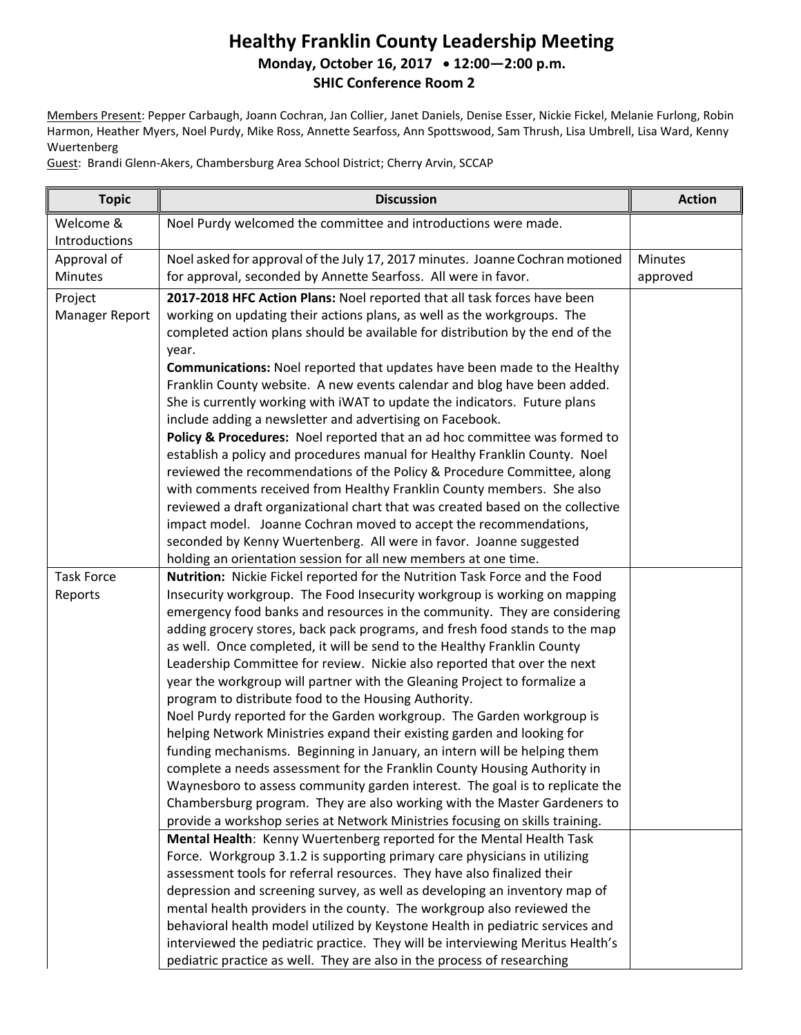# Healthy Franklin County Leadership Meeting

**Monday, October 16, 2017 • 12:00—2:00 p.m.**

**SHIC Conference Room 2**

Members Present: Pepper Carbaugh, Joann Cochran, Jan Collier, Janet Daniels, Denise Esser, Nickie Fickel, Melanie Furlong, Robin Harmon, Heather Myers, Noel Purdy, Mike Ross, Annette Searfoss, Ann Spottswood, Sam Thrush, Lisa Umbrell, Lisa Ward, Kenny Wuertenberg

Guest: Brandi Glenn-Akers, Chambersburg Area School District; Cherry Arvin, SCCAP

| Topic | Discussion | Action |
|---|---|---|
| Welcome & Introductions | Noel Purdy welcomed the committee and introductions were made. | |
| Approval of Minutes | Noel asked for approval of the July 17, 2017 minutes. Joanne Cochran motioned for approval, seconded by Annette Searfoss. All were in favor. | Minutes approved |
| Project Manager Report | **2017-2018 HFC Action Plans:** Noel reported that all task forces have been working on updating their actions plans, as well as the workgroups. The completed action plans should be available for distribution by the end of the year.<br>**Communications:** Noel reported that updates have been made to the Healthy Franklin County website. A new events calendar and blog have been added. She is currently working with iWAT to update the indicators. Future plans include adding a newsletter and advertising on Facebook.<br>**Policy & Procedures:** Noel reported that an ad hoc committee was formed to establish a policy and procedures manual for Healthy Franklin County. Noel reviewed the recommendations of the Policy & Procedure Committee, along with comments received from Healthy Franklin County members. She also reviewed a draft organizational chart that was created based on the collective impact model. Joanne Cochran moved to accept the recommendations, seconded by Kenny Wuertenberg. All were in favor. Joanne suggested holding an orientation session for all new members at one time. | |
| Task Force Reports | **Nutrition:** Nickie Fickel reported for the Nutrition Task Force and the Food Insecurity workgroup. The Food Insecurity workgroup is working on mapping emergency food banks and resources in the community. They are considering adding grocery stores, back pack programs, and fresh food stands to the map as well. Once completed, it will be send to the Healthy Franklin County Leadership Committee for review. Nickie also reported that over the next year the workgroup will partner with the Gleaning Project to formalize a program to distribute food to the Housing Authority.<br>Noel Purdy reported for the Garden workgroup. The Garden workgroup is helping Network Ministries expand their existing garden and looking for funding mechanisms. Beginning in January, an intern will be helping them complete a needs assessment for the Franklin County Housing Authority in Waynesboro to assess community garden interest. The goal is to replicate the Chambersburg program. They are also working with the Master Gardeners to provide a workshop series at Network Ministries focusing on skills training. | |
| | **Mental Health**: Kenny Wuertenberg reported for the Mental Health Task Force. Workgroup 3.1.2 is supporting primary care physicians in utilizing assessment tools for referral resources. They have also finalized their depression and screening survey, as well as developing an inventory map of mental health providers in the county. The workgroup also reviewed the behavioral health model utilized by Keystone Health in pediatric services and interviewed the pediatric practice. They will be interviewing Meritus Health's pediatric practice as well. They are also in the process of researching | |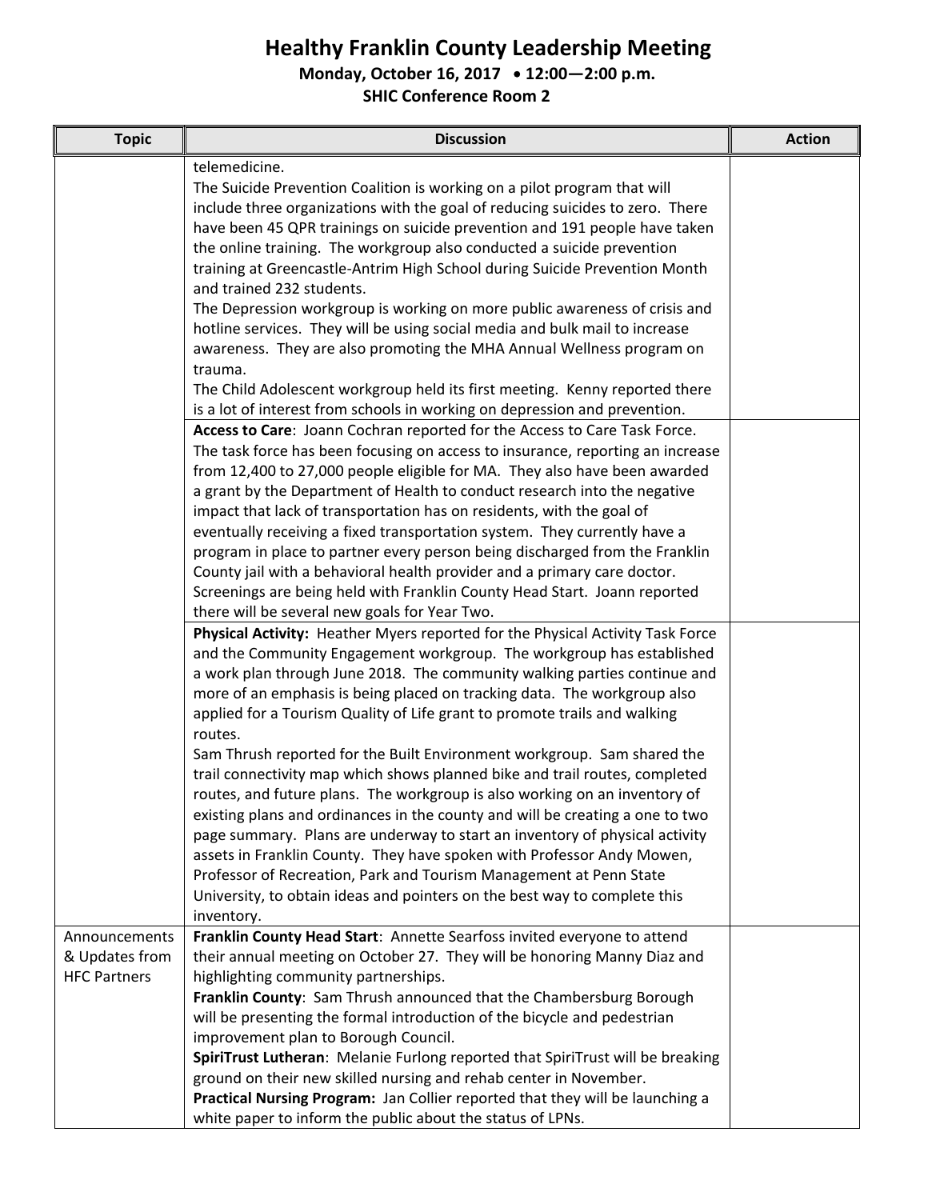# Healthy Franklin County Leadership Meeting

**Monday, October 16, 2017 • 12:00—2:00 p.m.**

**SHIC Conference Room 2**

| Topic | Discussion | Action |
|---|---|---|
| | telemedicine.<br>The Suicide Prevention Coalition is working on a pilot program that will include three organizations with the goal of reducing suicides to zero. There have been 45 QPR trainings on suicide prevention and 191 people have taken the online training. The workgroup also conducted a suicide prevention training at Greencastle-Antrim High School during Suicide Prevention Month and trained 232 students.<br>The Depression workgroup is working on more public awareness of crisis and hotline services. They will be using social media and bulk mail to increase awareness. They are also promoting the MHA Annual Wellness program on trauma.<br>The Child Adolescent workgroup held its first meeting. Kenny reported there is a lot of interest from schools in working on depression and prevention. | |
| | **Access to Care**: Joann Cochran reported for the Access to Care Task Force. The task force has been focusing on access to insurance, reporting an increase from 12,400 to 27,000 people eligible for MA. They also have been awarded a grant by the Department of Health to conduct research into the negative impact that lack of transportation has on residents, with the goal of eventually receiving a fixed transportation system. They currently have a program in place to partner every person being discharged from the Franklin County jail with a behavioral health provider and a primary care doctor. Screenings are being held with Franklin County Head Start. Joann reported there will be several new goals for Year Two. | |
| | **Physical Activity:** Heather Myers reported for the Physical Activity Task Force and the Community Engagement workgroup. The workgroup has established a work plan through June 2018. The community walking parties continue and more of an emphasis is being placed on tracking data. The workgroup also applied for a Tourism Quality of Life grant to promote trails and walking routes.<br>Sam Thrush reported for the Built Environment workgroup. Sam shared the trail connectivity map which shows planned bike and trail routes, completed routes, and future plans. The workgroup is also working on an inventory of existing plans and ordinances in the county and will be creating a one to two page summary. Plans are underway to start an inventory of physical activity assets in Franklin County. They have spoken with Professor Andy Mowen, Professor of Recreation, Park and Tourism Management at Penn State University, to obtain ideas and pointers on the best way to complete this inventory. | |
| Announcements & Updates from HFC Partners | **Franklin County Head Start**: Annette Searfoss invited everyone to attend their annual meeting on October 27. They will be honoring Manny Diaz and highlighting community partnerships.<br>**Franklin County**: Sam Thrush announced that the Chambersburg Borough will be presenting the formal introduction of the bicycle and pedestrian improvement plan to Borough Council.<br>**SpiriTrust Lutheran**: Melanie Furlong reported that SpiriTrust will be breaking ground on their new skilled nursing and rehab center in November.<br>**Practical Nursing Program:** Jan Collier reported that they will be launching a white paper to inform the public about the status of LPNs. | |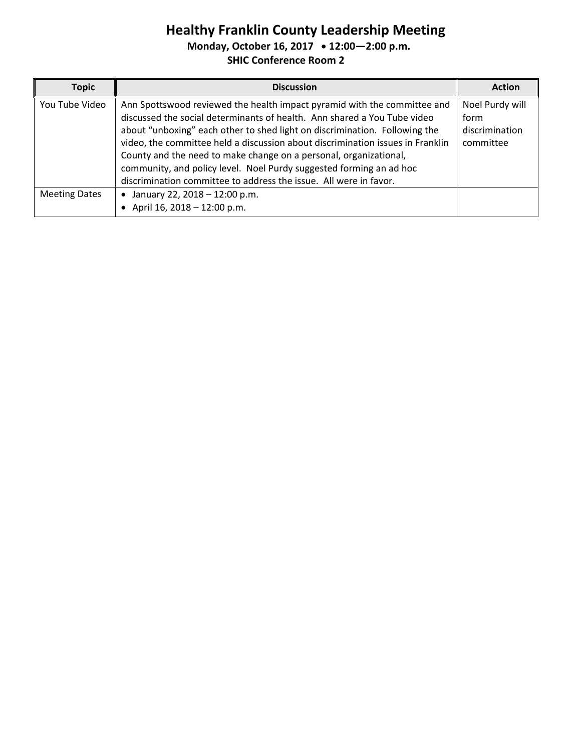# Healthy Franklin County Leadership Meeting

**Monday, October 16, 2017 • 12:00—2:00 p.m.**

**SHIC Conference Room 2**

| Topic | Discussion | Action |
|---|---|---|
| You Tube Video | Ann Spottswood reviewed the health impact pyramid with the committee and discussed the social determinants of health. Ann shared a You Tube video about "unboxing" each other to shed light on discrimination. Following the video, the committee held a discussion about discrimination issues in Franklin County and the need to make change on a personal, organizational, community, and policy level. Noel Purdy suggested forming an ad hoc discrimination committee to address the issue. All were in favor. | Noel Purdy will form discrimination committee |
| Meeting Dates | • January 22, 2018 – 12:00 p.m.<br>• April 16, 2018 – 12:00 p.m. | |